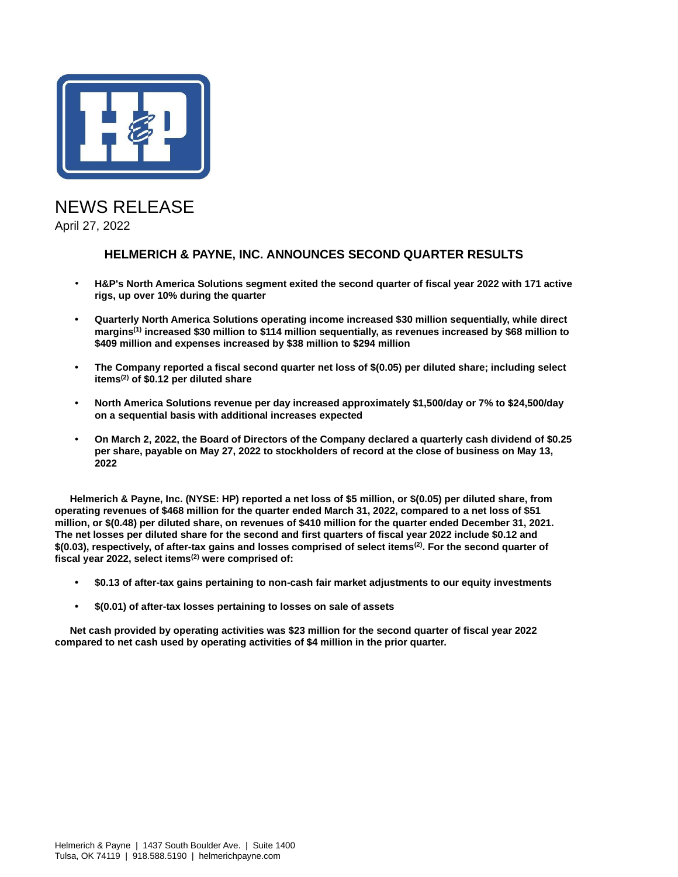# NEWS RELEASE

April 27, 2022

## HELMERICH & PAYNE, INC. ANNOUNCES SECOND QUARTER RESULTS

- **H&P's North America Solutions segment exited the second quarter of fiscal year 2022 with 171 active rigs, up over 10% during the quarter**
- **Quarterly North America Solutions operating income increased $30 million sequentially, while direct margins[(1)] increased $30 million to $114 million sequentially, as revenues increased by $68 million to $409 million and expenses increased by $38 million to $294 million**
- **The Company reported a fiscal second quarter net loss of $(0.05) per diluted share; including select items[(2)] of $0.12 per diluted share**
- **North America Solutions revenue per day increased approximately $1,500/day or 7% to $24,500/day on a sequential basis with additional increases expected**
- **On March 2, 2022, the Board of Directors of the Company declared a quarterly cash dividend of $0.25 per share, payable on May 27, 2022 to stockholders of record at the close of business on May 13, 2022**

**Helmerich & Payne, Inc. (NYSE: HP) reported a net loss of $5 million, or $(0.05) per diluted share, from operating revenues of $468 million for the quarter ended March 31, 2022, compared to a net loss of $51 million, or $(0.48) per diluted share, on revenues of $410 million for the quarter ended December 31, 2021. The net losses per diluted share for the second and first quarters of fiscal year 2022 include $0.12 and $(0.03), respectively, of after-tax gains and losses comprised of select items[(2)]. For the second quarter of fiscal year 2022, select items[(2)] were comprised of:**

- **$0.13 of after-tax gains pertaining to non-cash fair market adjustments to our equity investments**
- **$(0.01) of after-tax losses pertaining to losses on sale of assets**

**Net cash provided by operating activities was $23 million for the second quarter of fiscal year 2022 compared to net cash used by operating activities of $4 million in the prior quarter.**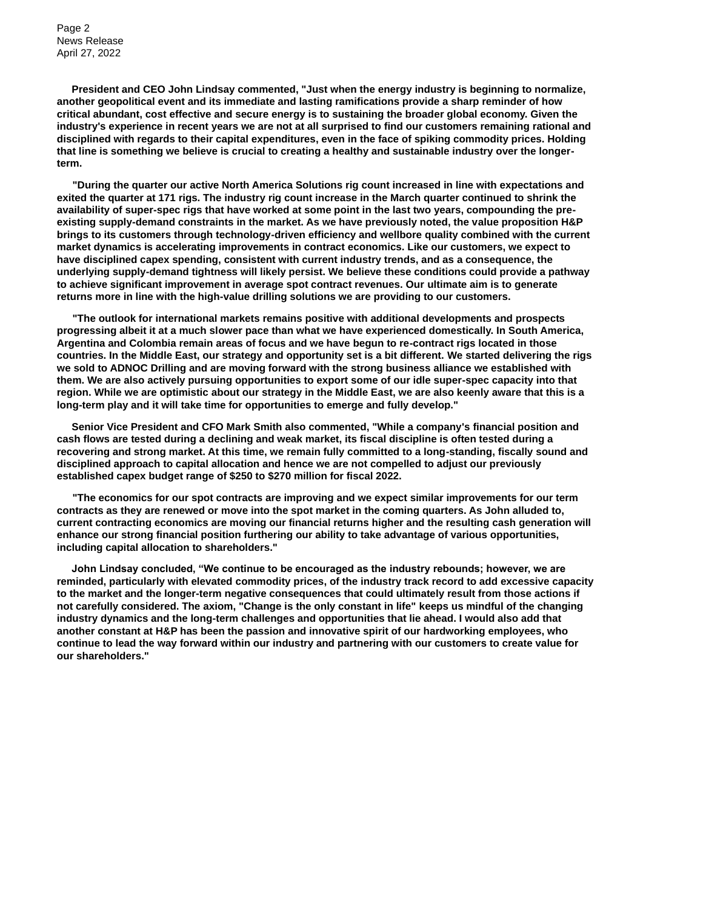**President and CEO John Lindsay commented, "Just when the energy industry is beginning to normalize, another geopolitical event and its immediate and lasting ramifications provide a sharp reminder of how critical abundant, cost effective and secure energy is to sustaining the broader global economy. Given the industry's experience in recent years we are not at all surprised to find our customers remaining rational and disciplined with regards to their capital expenditures, even in the face of spiking commodity prices. Holding that line is something we believe is crucial to creating a healthy and sustainable industry over the longer-term.**

**"During the quarter our active North America Solutions rig count increased in line with expectations and exited the quarter at 171 rigs. The industry rig count increase in the March quarter continued to shrink the availability of super-spec rigs that have worked at some point in the last two years, compounding the pre-existing supply-demand constraints in the market. As we have previously noted, the value proposition H&P brings to its customers through technology-driven efficiency and wellbore quality combined with the current market dynamics is accelerating improvements in contract economics. Like our customers, we expect to have disciplined capex spending, consistent with current industry trends, and as a consequence, the underlying supply-demand tightness will likely persist. We believe these conditions could provide a pathway to achieve significant improvement in average spot contract revenues. Our ultimate aim is to generate returns more in line with the high-value drilling solutions we are providing to our customers.**

**"The outlook for international markets remains positive with additional developments and prospects progressing albeit it at a much slower pace than what we have experienced domestically. In South America, Argentina and Colombia remain areas of focus and we have begun to re-contract rigs located in those countries. In the Middle East, our strategy and opportunity set is a bit different. We started delivering the rigs we sold to ADNOC Drilling and are moving forward with the strong business alliance we established with them. We are also actively pursuing opportunities to export some of our idle super-spec capacity into that region. While we are optimistic about our strategy in the Middle East, we are also keenly aware that this is a long-term play and it will take time for opportunities to emerge and fully develop."**

**Senior Vice President and CFO Mark Smith also commented, "While a company's financial position and cash flows are tested during a declining and weak market, its fiscal discipline is often tested during a recovering and strong market. At this time, we remain fully committed to a long-standing, fiscally sound and disciplined approach to capital allocation and hence we are not compelled to adjust our previously established capex budget range of $250 to $270 million for fiscal 2022.**

**"The economics for our spot contracts are improving and we expect similar improvements for our term contracts as they are renewed or move into the spot market in the coming quarters. As John alluded to, current contracting economics are moving our financial returns higher and the resulting cash generation will enhance our strong financial position furthering our ability to take advantage of various opportunities, including capital allocation to shareholders."**

**John Lindsay concluded, "We continue to be encouraged as the industry rebounds; however, we are reminded, particularly with elevated commodity prices, of the industry track record to add excessive capacity to the market and the longer-term negative consequences that could ultimately result from those actions if not carefully considered. The axiom, "Change is the only constant in life" keeps us mindful of the changing industry dynamics and the long-term challenges and opportunities that lie ahead. I would also add that another constant at H&P has been the passion and innovative spirit of our hardworking employees, who continue to lead the way forward within our industry and partnering with our customers to create value for our shareholders."**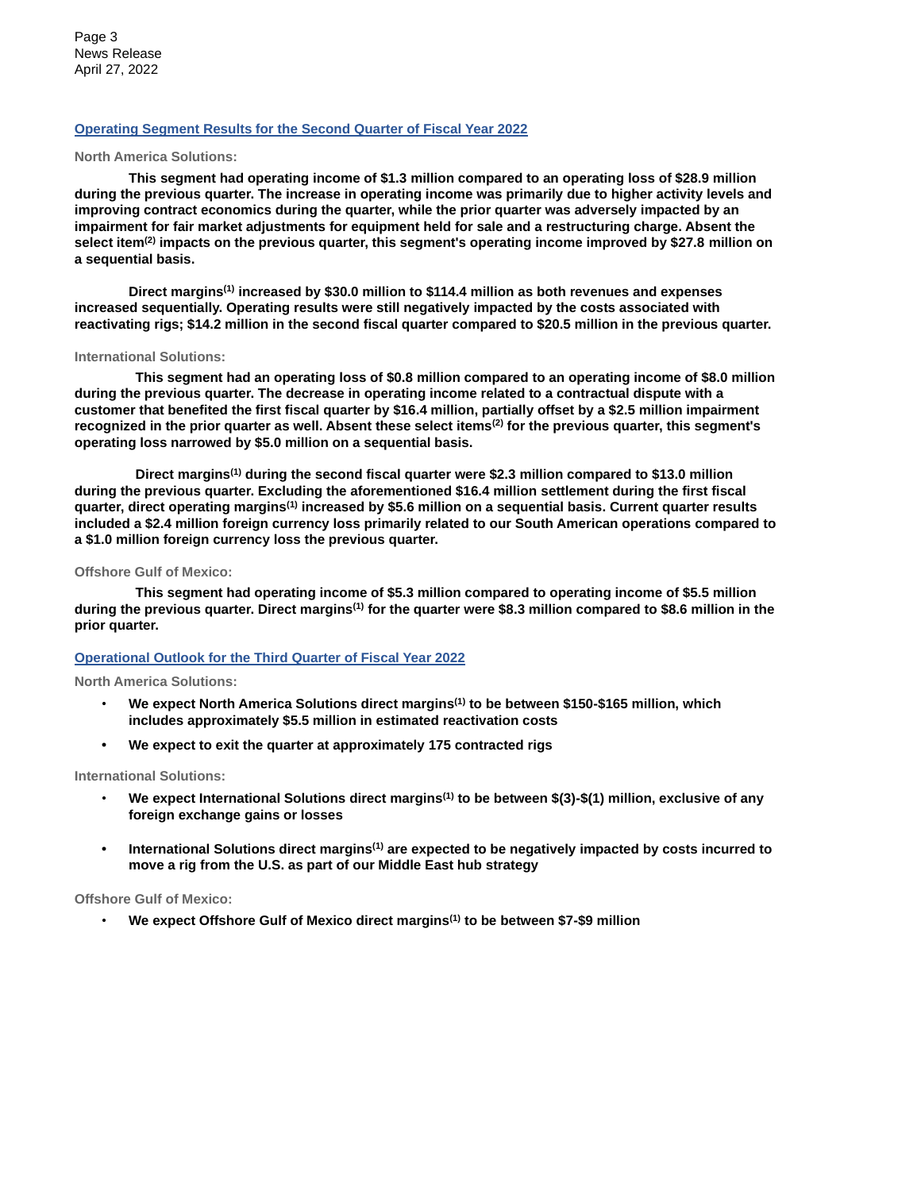## Operating Segment Results for the Second Quarter of Fiscal Year 2022

### North America Solutions:

**This segment had operating income of $1.3 million compared to an operating loss of $28.9 million during the previous quarter. The increase in operating income was primarily due to higher activity levels and improving contract economics during the quarter, while the prior quarter was adversely impacted by an impairment for fair market adjustments for equipment held for sale and a restructuring charge. Absent the select item[2] impacts on the previous quarter, this segment's operating income improved by $27.8 million on a sequential basis.**

**Direct margins[1] increased by $30.0 million to $114.4 million as both revenues and expenses increased sequentially. Operating results were still negatively impacted by the costs associated with reactivating rigs; $14.2 million in the second fiscal quarter compared to $20.5 million in the previous quarter.**

### International Solutions:

**This segment had an operating loss of $0.8 million compared to an operating income of $8.0 million during the previous quarter. The decrease in operating income related to a contractual dispute with a customer that benefited the first fiscal quarter by $16.4 million, partially offset by a $2.5 million impairment recognized in the prior quarter as well. Absent these select items[2] for the previous quarter, this segment's operating loss narrowed by $5.0 million on a sequential basis.**

**Direct margins[1] during the second fiscal quarter were $2.3 million compared to $13.0 million during the previous quarter. Excluding the aforementioned $16.4 million settlement during the first fiscal quarter, direct operating margins[1] increased by $5.6 million on a sequential basis. Current quarter results included a $2.4 million foreign currency loss primarily related to our South American operations compared to a $1.0 million foreign currency loss the previous quarter.**

### Offshore Gulf of Mexico:

**This segment had operating income of $5.3 million compared to operating income of $5.5 million during the previous quarter. Direct margins[1] for the quarter were $8.3 million compared to $8.6 million in the prior quarter.**

## Operational Outlook for the Third Quarter of Fiscal Year 2022

### North America Solutions:

- **We expect North America Solutions direct margins[1] to be between $150-$165 million, which includes approximately $5.5 million in estimated reactivation costs**
- **We expect to exit the quarter at approximately 175 contracted rigs**

### International Solutions:

- **We expect International Solutions direct margins[1] to be between $(3)-$(1) million, exclusive of any foreign exchange gains or losses**
- **International Solutions direct margins[1] are expected to be negatively impacted by costs incurred to move a rig from the U.S. as part of our Middle East hub strategy**

### Offshore Gulf of Mexico:

- **We expect Offshore Gulf of Mexico direct margins[1] to be between $7-$9 million**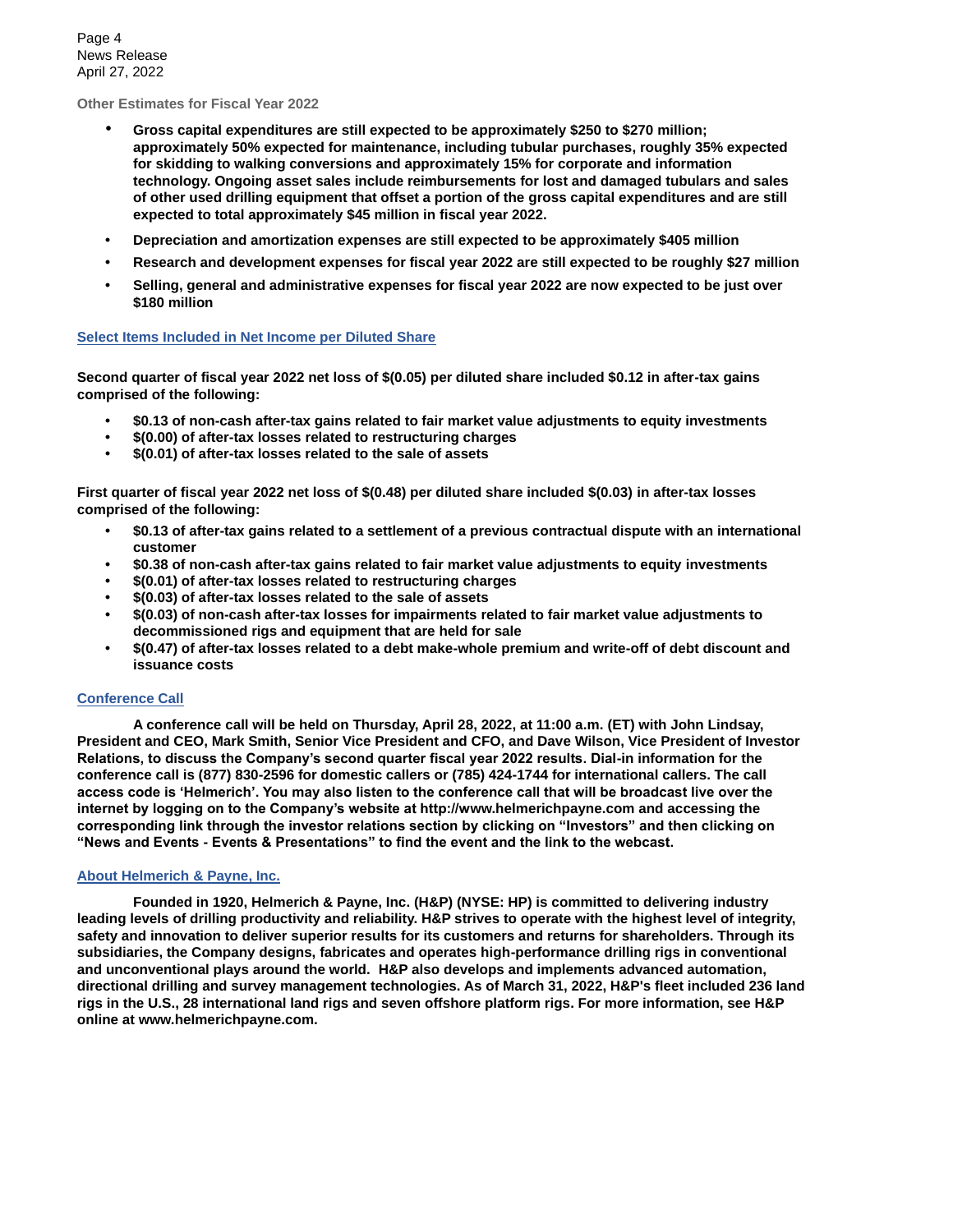### Other Estimates for Fiscal Year 2022

- **Gross capital expenditures are still expected to be approximately $250 to $270 million; approximately 50% expected for maintenance, including tubular purchases, roughly 35% expected for skidding to walking conversions and approximately 15% for corporate and information technology. Ongoing asset sales include reimbursements for lost and damaged tubulars and sales of other used drilling equipment that offset a portion of the gross capital expenditures and are still expected to total approximately $45 million in fiscal year 2022.**
- **Depreciation and amortization expenses are still expected to be approximately $405 million**
- **Research and development expenses for fiscal year 2022 are still expected to be roughly $27 million**
- **Selling, general and administrative expenses for fiscal year 2022 are now expected to be just over $180 million**

## Select Items Included in Net Income per Diluted Share

**Second quarter of fiscal year 2022 net loss of $(0.05) per diluted share included $0.12 in after-tax gains comprised of the following:**

- **$0.13 of non-cash after-tax gains related to fair market value adjustments to equity investments**
- **$(0.00) of after-tax losses related to restructuring charges**
- **$(0.01) of after-tax losses related to the sale of assets**

**First quarter of fiscal year 2022 net loss of $(0.48) per diluted share included $(0.03) in after-tax losses comprised of the following:**

- **$0.13 of after-tax gains related to a settlement of a previous contractual dispute with an international customer**
- **$0.38 of non-cash after-tax gains related to fair market value adjustments to equity investments**
- **$(0.01) of after-tax losses related to restructuring charges**
- **$(0.03) of after-tax losses related to the sale of assets**
- **$(0.03) of non-cash after-tax losses for impairments related to fair market value adjustments to decommissioned rigs and equipment that are held for sale**
- **$(0.47) of after-tax losses related to a debt make-whole premium and write-off of debt discount and issuance costs**

## Conference Call

**A conference call will be held on Thursday, April 28, 2022, at 11:00 a.m. (ET) with John Lindsay, President and CEO, Mark Smith, Senior Vice President and CFO, and Dave Wilson, Vice President of Investor Relations, to discuss the Company's second quarter fiscal year 2022 results. Dial-in information for the conference call is (877) 830-2596 for domestic callers or (785) 424-1744 for international callers. The call access code is 'Helmerich'. You may also listen to the conference call that will be broadcast live over the internet by logging on to the Company's website at http://www.helmerichpayne.com and accessing the corresponding link through the investor relations section by clicking on "Investors" and then clicking on "News and Events - Events & Presentations" to find the event and the link to the webcast.**

## About Helmerich & Payne, Inc.

**Founded in 1920, Helmerich & Payne, Inc. (H&P) (NYSE: HP) is committed to delivering industry leading levels of drilling productivity and reliability. H&P strives to operate with the highest level of integrity, safety and innovation to deliver superior results for its customers and returns for shareholders. Through its subsidiaries, the Company designs, fabricates and operates high-performance drilling rigs in conventional and unconventional plays around the world. H&P also develops and implements advanced automation, directional drilling and survey management technologies. As of March 31, 2022, H&P's fleet included 236 land rigs in the U.S., 28 international land rigs and seven offshore platform rigs. For more information, see H&P online at www.helmerichpayne.com.**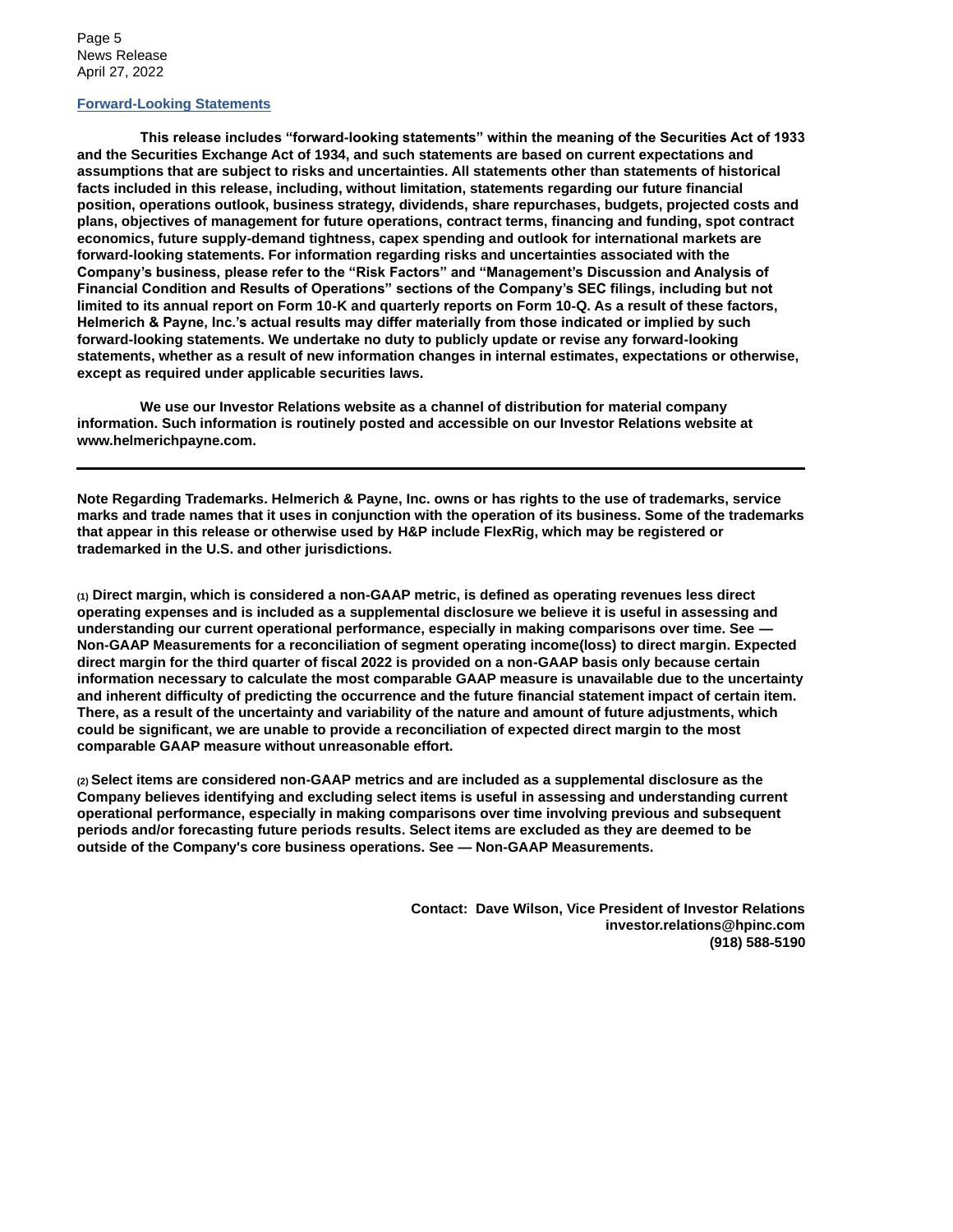## Forward-Looking Statements

**This release includes "forward-looking statements" within the meaning of the Securities Act of 1933 and the Securities Exchange Act of 1934, and such statements are based on current expectations and assumptions that are subject to risks and uncertainties. All statements other than statements of historical facts included in this release, including, without limitation, statements regarding our future financial position, operations outlook, business strategy, dividends, share repurchases, budgets, projected costs and plans, objectives of management for future operations, contract terms, financing and funding, spot contract economics, future supply-demand tightness, capex spending and outlook for international markets are forward-looking statements. For information regarding risks and uncertainties associated with the Company's business, please refer to the "Risk Factors" and "Management's Discussion and Analysis of Financial Condition and Results of Operations" sections of the Company's SEC filings, including but not limited to its annual report on Form 10-K and quarterly reports on Form 10-Q. As a result of these factors, Helmerich & Payne, Inc.'s actual results may differ materially from those indicated or implied by such forward-looking statements. We undertake no duty to publicly update or revise any forward-looking statements, whether as a result of new information changes in internal estimates, expectations or otherwise, except as required under applicable securities laws.**

**We use our Investor Relations website as a channel of distribution for material company information. Such information is routinely posted and accessible on our Investor Relations website at www.helmerichpayne.com.**

---

**Note Regarding Trademarks. Helmerich & Payne, Inc. owns or has rights to the use of trademarks, service marks and trade names that it uses in conjunction with the operation of its business. Some of the trademarks that appear in this release or otherwise used by H&P include FlexRig, which may be registered or trademarked in the U.S. and other jurisdictions.**

**(1) Direct margin, which is considered a non-GAAP metric, is defined as operating revenues less direct operating expenses and is included as a supplemental disclosure we believe it is useful in assessing and understanding our current operational performance, especially in making comparisons over time. See — Non-GAAP Measurements for a reconciliation of segment operating income(loss) to direct margin. Expected direct margin for the third quarter of fiscal 2022 is provided on a non-GAAP basis only because certain information necessary to calculate the most comparable GAAP measure is unavailable due to the uncertainty and inherent difficulty of predicting the occurrence and the future financial statement impact of certain item. There, as a result of the uncertainty and variability of the nature and amount of future adjustments, which could be significant, we are unable to provide a reconciliation of expected direct margin to the most comparable GAAP measure without unreasonable effort.**

**(2) Select items are considered non-GAAP metrics and are included as a supplemental disclosure as the Company believes identifying and excluding select items is useful in assessing and understanding current operational performance, especially in making comparisons over time involving previous and subsequent periods and/or forecasting future periods results. Select items are excluded as they are deemed to be outside of the Company's core business operations. See — Non-GAAP Measurements.**

**Contact: Dave Wilson, Vice President of Investor Relations**
**investor.relations@hpinc.com**
**(918) 588-5190**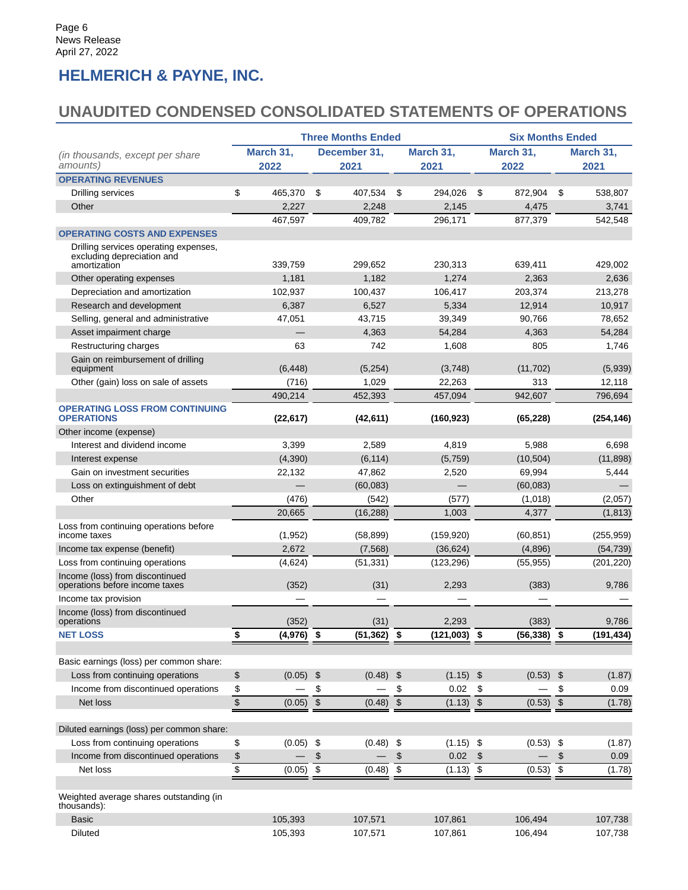Page 6
News Release
April 27, 2022

# HELMERICH & PAYNE, INC.

## UNAUDITED CONDENSED CONSOLIDATED STATEMENTS OF OPERATIONS

| *(in thousands, except per share amounts)* | Three Months Ended | | | Six Months Ended | |
|---|---|---|---|---|---|
| | March 31, 2022 | December 31, 2021 | March 31, 2021 | March 31, 2022 | March 31, 2021 |
| **OPERATING REVENUES** | | | | | |
| Drilling services | $ 465,370 | $ 407,534 | $ 294,026 | $ 872,904 | $ 538,807 |
| Other | 2,227 | 2,248 | 2,145 | 4,475 | 3,741 |
| | 467,597 | 409,782 | 296,171 | 877,379 | 542,548 |
| **OPERATING COSTS AND EXPENSES** | | | | | |
| Drilling services operating expenses, excluding depreciation and amortization | 339,759 | 299,652 | 230,313 | 639,411 | 429,002 |
| Other operating expenses | 1,181 | 1,182 | 1,274 | 2,363 | 2,636 |
| Depreciation and amortization | 102,937 | 100,437 | 106,417 | 203,374 | 213,278 |
| Research and development | 6,387 | 6,527 | 5,334 | 12,914 | 10,917 |
| Selling, general and administrative | 47,051 | 43,715 | 39,349 | 90,766 | 78,652 |
| Asset impairment charge | — | 4,363 | 54,284 | 4,363 | 54,284 |
| Restructuring charges | 63 | 742 | 1,608 | 805 | 1,746 |
| Gain on reimbursement of drilling equipment | (6,448) | (5,254) | (3,748) | (11,702) | (5,939) |
| Other (gain) loss on sale of assets | (716) | 1,029 | 22,263 | 313 | 12,118 |
| | 490,214 | 452,393 | 457,094 | 942,607 | 796,694 |
| **OPERATING LOSS FROM CONTINUING OPERATIONS** | **(22,617)** | **(42,611)** | **(160,923)** | **(65,228)** | **(254,146)** |
| Other income (expense) | | | | | |
| Interest and dividend income | 3,399 | 2,589 | 4,819 | 5,988 | 6,698 |
| Interest expense | (4,390) | (6,114) | (5,759) | (10,504) | (11,898) |
| Gain on investment securities | 22,132 | 47,862 | 2,520 | 69,994 | 5,444 |
| Loss on extinguishment of debt | — | (60,083) | — | (60,083) | — |
| Other | (476) | (542) | (577) | (1,018) | (2,057) |
| | 20,665 | (16,288) | 1,003 | 4,377 | (1,813) |
| Loss from continuing operations before income taxes | (1,952) | (58,899) | (159,920) | (60,851) | (255,959) |
| Income tax expense (benefit) | 2,672 | (7,568) | (36,624) | (4,896) | (54,739) |
| Loss from continuing operations | (4,624) | (51,331) | (123,296) | (55,955) | (201,220) |
| Income (loss) from discontinued operations before income taxes | (352) | (31) | 2,293 | (383) | 9,786 |
| Income tax provision | — | — | — | — | — |
| Income (loss) from discontinued operations | (352) | (31) | 2,293 | (383) | 9,786 |
| **NET LOSS** | **$ (4,976)** | **$ (51,362)** | **$ (121,003)** | **$ (56,338)** | **$ (191,434)** |
| | | | | | |
| Basic earnings (loss) per common share: | | | | | |
| Loss from continuing operations | $ (0.05) | $ (0.48) | $ (1.15) | $ (0.53) | $ (1.87) |
| Income from discontinued operations | $ — | $ — | $ 0.02 | $ — | $ 0.09 |
| Net loss | $ (0.05) | $ (0.48) | $ (1.13) | $ (0.53) | $ (1.78) |
| | | | | | |
| Diluted earnings (loss) per common share: | | | | | |
| Loss from continuing operations | $ (0.05) | $ (0.48) | $ (1.15) | $ (0.53) | $ (1.87) |
| Income from discontinued operations | $ — | $ — | $ 0.02 | $ — | $ 0.09 |
| Net loss | $ (0.05) | $ (0.48) | $ (1.13) | $ (0.53) | $ (1.78) |
| | | | | | |
| Weighted average shares outstanding (in thousands): | | | | | |
| Basic | 105,393 | 107,571 | 107,861 | 106,494 | 107,738 |
| Diluted | 105,393 | 107,571 | 107,861 | 106,494 | 107,738 |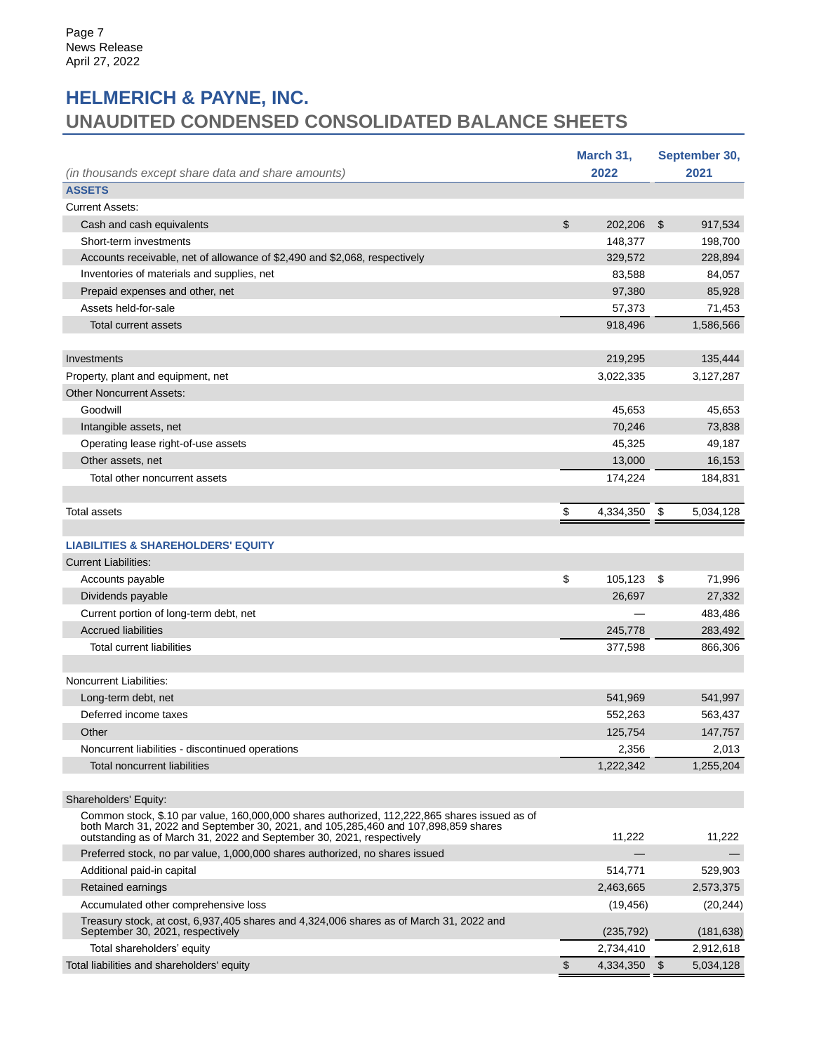Page 7
News Release
April 27, 2022

# HELMERICH & PAYNE, INC.
## UNAUDITED CONDENSED CONSOLIDATED BALANCE SHEETS

| *(in thousands except share data and share amounts)* | March 31, 2022 | September 30, 2021 |
|---|---|---|
| **ASSETS** | | |
| Current Assets: | | |
| Cash and cash equivalents | $ 202,206 | $ 917,534 |
| Short-term investments | 148,377 | 198,700 |
| Accounts receivable, net of allowance of $2,490 and $2,068, respectively | 329,572 | 228,894 |
| Inventories of materials and supplies, net | 83,588 | 84,057 |
| Prepaid expenses and other, net | 97,380 | 85,928 |
| Assets held-for-sale | 57,373 | 71,453 |
| Total current assets | 918,496 | 1,586,566 |
| | | |
| Investments | 219,295 | 135,444 |
| Property, plant and equipment, net | 3,022,335 | 3,127,287 |
| Other Noncurrent Assets: | | |
| Goodwill | 45,653 | 45,653 |
| Intangible assets, net | 70,246 | 73,838 |
| Operating lease right-of-use assets | 45,325 | 49,187 |
| Other assets, net | 13,000 | 16,153 |
| Total other noncurrent assets | 174,224 | 184,831 |
| | | |
| Total assets | $ 4,334,350 | $ 5,034,128 |
| | | |
| **LIABILITIES & SHAREHOLDERS' EQUITY** | | |
| Current Liabilities: | | |
| Accounts payable | $ 105,123 | $ 71,996 |
| Dividends payable | 26,697 | 27,332 |
| Current portion of long-term debt, net | — | 483,486 |
| Accrued liabilities | 245,778 | 283,492 |
| Total current liabilities | 377,598 | 866,306 |
| | | |
| Noncurrent Liabilities: | | |
| Long-term debt, net | 541,969 | 541,997 |
| Deferred income taxes | 552,263 | 563,437 |
| Other | 125,754 | 147,757 |
| Noncurrent liabilities - discontinued operations | 2,356 | 2,013 |
| Total noncurrent liabilities | 1,222,342 | 1,255,204 |
| | | |
| Shareholders' Equity: | | |
| Common stock, $.10 par value, 160,000,000 shares authorized, 112,222,865 shares issued as of both March 31, 2022 and September 30, 2021, and 105,285,460 and 107,898,859 shares outstanding as of March 31, 2022 and September 30, 2021, respectively | 11,222 | 11,222 |
| Preferred stock, no par value, 1,000,000 shares authorized, no shares issued | — | — |
| Additional paid-in capital | 514,771 | 529,903 |
| Retained earnings | 2,463,665 | 2,573,375 |
| Accumulated other comprehensive loss | (19,456) | (20,244) |
| Treasury stock, at cost, 6,937,405 shares and 4,324,006 shares as of March 31, 2022 and September 30, 2021, respectively | (235,792) | (181,638) |
| Total shareholders' equity | 2,734,410 | 2,912,618 |
| Total liabilities and shareholders' equity | $ 4,334,350 | $ 5,034,128 |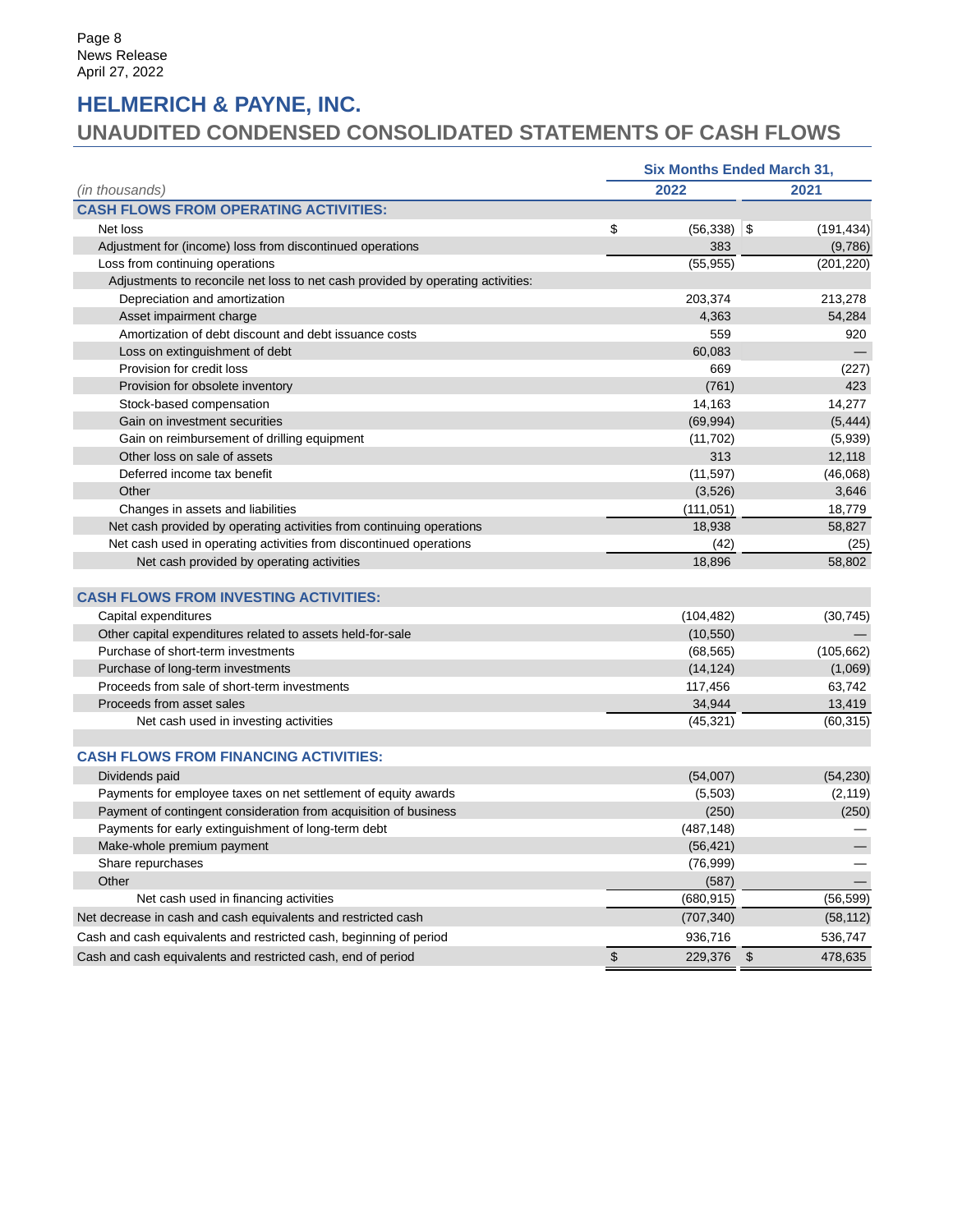# HELMERICH & PAYNE, INC.

## UNAUDITED CONDENSED CONSOLIDATED STATEMENTS OF CASH FLOWS

| | Six Months Ended March 31, | |
|---|---|---|
| *(in thousands)* | 2022 | 2021 |
| **CASH FLOWS FROM OPERATING ACTIVITIES:** | | |
| Net loss | $ (56,338) | $ (191,434) |
| Adjustment for (income) loss from discontinued operations | 383 | (9,786) |
| Loss from continuing operations | (55,955) | (201,220) |
| Adjustments to reconcile net loss to net cash provided by operating activities: | | |
| Depreciation and amortization | 203,374 | 213,278 |
| Asset impairment charge | 4,363 | 54,284 |
| Amortization of debt discount and debt issuance costs | 559 | 920 |
| Loss on extinguishment of debt | 60,083 | — |
| Provision for credit loss | 669 | (227) |
| Provision for obsolete inventory | (761) | 423 |
| Stock-based compensation | 14,163 | 14,277 |
| Gain on investment securities | (69,994) | (5,444) |
| Gain on reimbursement of drilling equipment | (11,702) | (5,939) |
| Other loss on sale of assets | 313 | 12,118 |
| Deferred income tax benefit | (11,597) | (46,068) |
| Other | (3,526) | 3,646 |
| Changes in assets and liabilities | (111,051) | 18,779 |
| Net cash provided by operating activities from continuing operations | 18,938 | 58,827 |
| Net cash used in operating activities from discontinued operations | (42) | (25) |
| Net cash provided by operating activities | 18,896 | 58,802 |
| **CASH FLOWS FROM INVESTING ACTIVITIES:** | | |
| Capital expenditures | (104,482) | (30,745) |
| Other capital expenditures related to assets held-for-sale | (10,550) | — |
| Purchase of short-term investments | (68,565) | (105,662) |
| Purchase of long-term investments | (14,124) | (1,069) |
| Proceeds from sale of short-term investments | 117,456 | 63,742 |
| Proceeds from asset sales | 34,944 | 13,419 |
| Net cash used in investing activities | (45,321) | (60,315) |
| **CASH FLOWS FROM FINANCING ACTIVITIES:** | | |
| Dividends paid | (54,007) | (54,230) |
| Payments for employee taxes on net settlement of equity awards | (5,503) | (2,119) |
| Payment of contingent consideration from acquisition of business | (250) | (250) |
| Payments for early extinguishment of long-term debt | (487,148) | — |
| Make-whole premium payment | (56,421) | — |
| Share repurchases | (76,999) | — |
| Other | (587) | — |
| Net cash used in financing activities | (680,915) | (56,599) |
| Net decrease in cash and cash equivalents and restricted cash | (707,340) | (58,112) |
| Cash and cash equivalents and restricted cash, beginning of period | 936,716 | 536,747 |
| Cash and cash equivalents and restricted cash, end of period | $ 229,376 | $ 478,635 |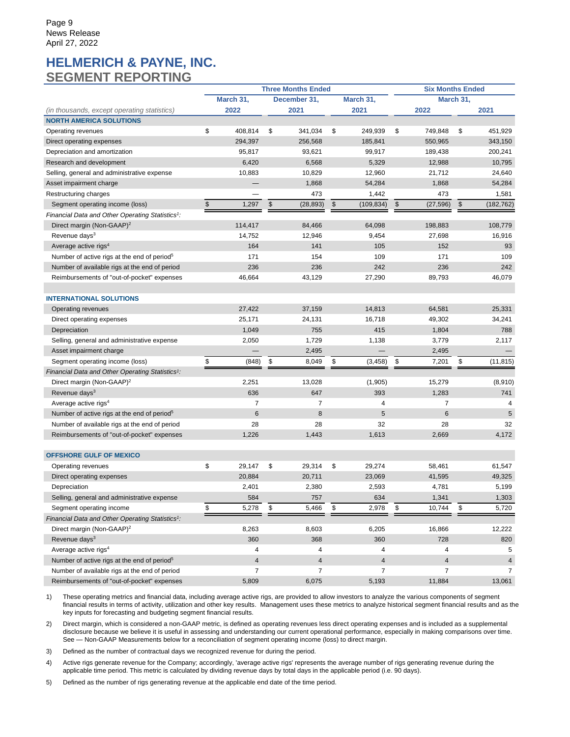Page 9
News Release
April 27, 2022

# HELMERICH & PAYNE, INC.
## SEGMENT REPORTING

| *(in thousands, except operating statistics)* | Three Months Ended March 31, 2022 | Three Months Ended December 31, 2021 | Three Months Ended March 31, 2021 | Six Months Ended March 31, 2022 | Six Months Ended March 31, 2021 |
|---|---|---|---|---|---|
| **NORTH AMERICA SOLUTIONS** | | | | | |
| Operating revenues | $ 408,814 | $ 341,034 | $ 249,939 | $ 749,848 | $ 451,929 |
| Direct operating expenses | 294,397 | 256,568 | 185,841 | 550,965 | 343,150 |
| Depreciation and amortization | 95,817 | 93,621 | 99,917 | 189,438 | 200,241 |
| Research and development | 6,420 | 6,568 | 5,329 | 12,988 | 10,795 |
| Selling, general and administrative expense | 10,883 | 10,829 | 12,960 | 21,712 | 24,640 |
| Asset impairment charge | — | 1,868 | 54,284 | 1,868 | 54,284 |
| Restructuring charges | — | 473 | 1,442 | 473 | 1,581 |
| Segment operating income (loss) | $ 1,297 | $ (28,893) | $ (109,834) | $ (27,596) | $ (182,762) |
| *Financial Data and Other Operating Statistics[1]:* | | | | | |
| Direct margin (Non-GAAP)[2] | 114,417 | 84,466 | 64,098 | 198,883 | 108,779 |
| Revenue days[3] | 14,752 | 12,946 | 9,454 | 27,698 | 16,916 |
| Average active rigs[4] | 164 | 141 | 105 | 152 | 93 |
| Number of active rigs at the end of period[5] | 171 | 154 | 109 | 171 | 109 |
| Number of available rigs at the end of period | 236 | 236 | 242 | 236 | 242 |
| Reimbursements of "out-of-pocket" expenses | 46,664 | 43,129 | 27,290 | 89,793 | 46,079 |
| | | | | | |
| **INTERNATIONAL SOLUTIONS** | | | | | |
| Operating revenues | 27,422 | 37,159 | 14,813 | 64,581 | 25,331 |
| Direct operating expenses | 25,171 | 24,131 | 16,718 | 49,302 | 34,241 |
| Depreciation | 1,049 | 755 | 415 | 1,804 | 788 |
| Selling, general and administrative expense | 2,050 | 1,729 | 1,138 | 3,779 | 2,117 |
| Asset impairment charge | — | 2,495 | — | 2,495 | — |
| Segment operating income (loss) | $ (848) | $ 8,049 | $ (3,458) | $ 7,201 | $ (11,815) |
| *Financial Data and Other Operating Statistics[1]:* | | | | | |
| Direct margin (Non-GAAP)[2] | 2,251 | 13,028 | (1,905) | 15,279 | (8,910) |
| Revenue days[3] | 636 | 647 | 393 | 1,283 | 741 |
| Average active rigs[4] | 7 | 7 | 4 | 7 | 4 |
| Number of active rigs at the end of period[5] | 6 | 8 | 5 | 6 | 5 |
| Number of available rigs at the end of period | 28 | 28 | 32 | 28 | 32 |
| Reimbursements of "out-of-pocket" expenses | 1,226 | 1,443 | 1,613 | 2,669 | 4,172 |
| | | | | | |
| **OFFSHORE GULF OF MEXICO** | | | | | |
| Operating revenues | $ 29,147 | $ 29,314 | $ 29,274 | 58,461 | 61,547 |
| Direct operating expenses | 20,884 | 20,711 | 23,069 | 41,595 | 49,325 |
| Depreciation | 2,401 | 2,380 | 2,593 | 4,781 | 5,199 |
| Selling, general and administrative expense | 584 | 757 | 634 | 1,341 | 1,303 |
| Segment operating income | $ 5,278 | $ 5,466 | $ 2,978 | $ 10,744 | $ 5,720 |
| *Financial Data and Other Operating Statistics[1]:* | | | | | |
| Direct margin (Non-GAAP)[2] | 8,263 | 8,603 | 6,205 | 16,866 | 12,222 |
| Revenue days[3] | 360 | 368 | 360 | 728 | 820 |
| Average active rigs[4] | 4 | 4 | 4 | 4 | 5 |
| Number of active rigs at the end of period[5] | 4 | 4 | 4 | 4 | 4 |
| Number of available rigs at the end of period | 7 | 7 | 7 | 7 | 7 |
| Reimbursements of "out-of-pocket" expenses | 5,809 | 6,075 | 5,193 | 11,884 | 13,061 |

1) These operating metrics and financial data, including average active rigs, are provided to allow investors to analyze the various components of segment financial results in terms of activity, utilization and other key results. Management uses these metrics to analyze historical segment financial results and as the key inputs for forecasting and budgeting segment financial results.

2) Direct margin, which is considered a non-GAAP metric, is defined as operating revenues less direct operating expenses and is included as a supplemental disclosure because we believe it is useful in assessing and understanding our current operational performance, especially in making comparisons over time. See — Non-GAAP Measurements below for a reconciliation of segment operating income (loss) to direct margin.

3) Defined as the number of contractual days we recognized revenue for during the period.

4) Active rigs generate revenue for the Company; accordingly, 'average active rigs' represents the average number of rigs generating revenue during the applicable time period. This metric is calculated by dividing revenue days by total days in the applicable period (i.e. 90 days).

5) Defined as the number of rigs generating revenue at the applicable end date of the time period.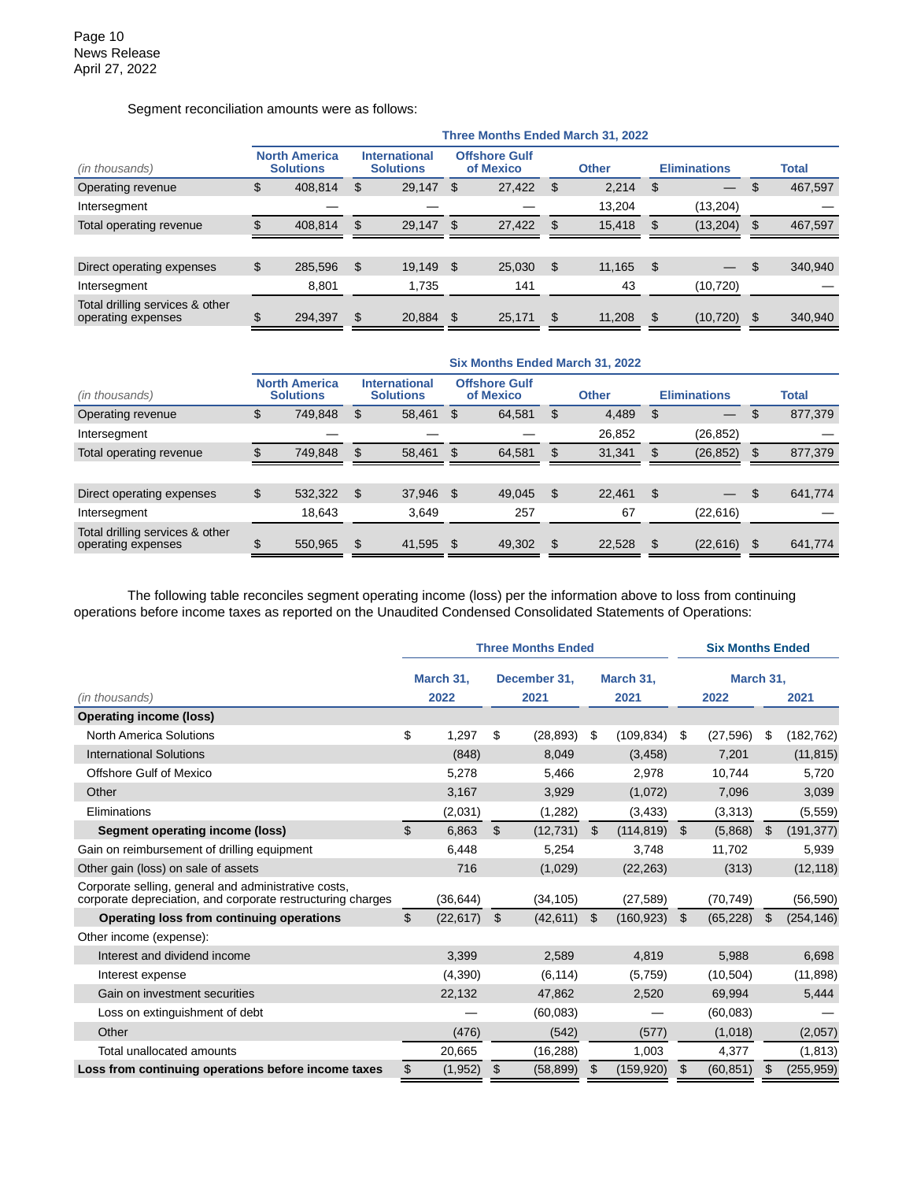Segment reconciliation amounts were as follows:

| | Three Months Ended March 31, 2022 | | | | | |
|---|---|---|---|---|---|---|
| *(in thousands)* | North America Solutions | International Solutions | Offshore Gulf of Mexico | Other | Eliminations | Total |
| Operating revenue | $ 408,814 | $ 29,147 | $ 27,422 | $ 2,214 | $ — | $ 467,597 |
| Intersegment | — | — | — | 13,204 | (13,204) | — |
| Total operating revenue | $ 408,814 | $ 29,147 | $ 27,422 | $ 15,418 | $ (13,204) | $ 467,597 |
| | | | | | | |
| Direct operating expenses | $ 285,596 | $ 19,149 | $ 25,030 | $ 11,165 | $ — | $ 340,940 |
| Intersegment | 8,801 | 1,735 | 141 | 43 | (10,720) | — |
| Total drilling services & other operating expenses | $ 294,397 | $ 20,884 | $ 25,171 | $ 11,208 | $ (10,720) | $ 340,940 |

| | Six Months Ended March 31, 2022 | | | | | |
|---|---|---|---|---|---|---|
| *(in thousands)* | North America Solutions | International Solutions | Offshore Gulf of Mexico | Other | Eliminations | Total |
| Operating revenue | $ 749,848 | $ 58,461 | $ 64,581 | $ 4,489 | $ — | $ 877,379 |
| Intersegment | — | — | — | 26,852 | (26,852) | — |
| Total operating revenue | $ 749,848 | $ 58,461 | $ 64,581 | $ 31,341 | $ (26,852) | $ 877,379 |
| | | | | | | |
| Direct operating expenses | $ 532,322 | $ 37,946 | $ 49,045 | $ 22,461 | $ — | $ 641,774 |
| Intersegment | 18,643 | 3,649 | 257 | 67 | (22,616) | — |
| Total drilling services & other operating expenses | $ 550,965 | $ 41,595 | $ 49,302 | $ 22,528 | $ (22,616) | $ 641,774 |

The following table reconciles segment operating income (loss) per the information above to loss from continuing operations before income taxes as reported on the Unaudited Condensed Consolidated Statements of Operations:

| | Three Months Ended | | | Six Months Ended | |
|---|---|---|---|---|---|
| *(in thousands)* | March 31, 2022 | December 31, 2021 | March 31, 2021 | March 31, 2022 | March 31, 2021 |
| **Operating income (loss)** | | | | | |
| North America Solutions | $ 1,297 | $ (28,893) | $ (109,834) | $ (27,596) | $ (182,762) |
| International Solutions | (848) | 8,049 | (3,458) | 7,201 | (11,815) |
| Offshore Gulf of Mexico | 5,278 | 5,466 | 2,978 | 10,744 | 5,720 |
| Other | 3,167 | 3,929 | (1,072) | 7,096 | 3,039 |
| Eliminations | (2,031) | (1,282) | (3,433) | (3,313) | (5,559) |
| **Segment operating income (loss)** | $ 6,863 | $ (12,731) | $ (114,819) | $ (5,868) | $ (191,377) |
| Gain on reimbursement of drilling equipment | 6,448 | 5,254 | 3,748 | 11,702 | 5,939 |
| Other gain (loss) on sale of assets | 716 | (1,029) | (22,263) | (313) | (12,118) |
| Corporate selling, general and administrative costs, corporate depreciation, and corporate restructuring charges | (36,644) | (34,105) | (27,589) | (70,749) | (56,590) |
| **Operating loss from continuing operations** | $ (22,617) | $ (42,611) | $ (160,923) | $ (65,228) | $ (254,146) |
| Other income (expense): | | | | | |
| Interest and dividend income | 3,399 | 2,589 | 4,819 | 5,988 | 6,698 |
| Interest expense | (4,390) | (6,114) | (5,759) | (10,504) | (11,898) |
| Gain on investment securities | 22,132 | 47,862 | 2,520 | 69,994 | 5,444 |
| Loss on extinguishment of debt | — | (60,083) | — | (60,083) | — |
| Other | (476) | (542) | (577) | (1,018) | (2,057) |
| Total unallocated amounts | 20,665 | (16,288) | 1,003 | 4,377 | (1,813) |
| **Loss from continuing operations before income taxes** | $ (1,952) | $ (58,899) | $ (159,920) | $ (60,851) | $ (255,959) |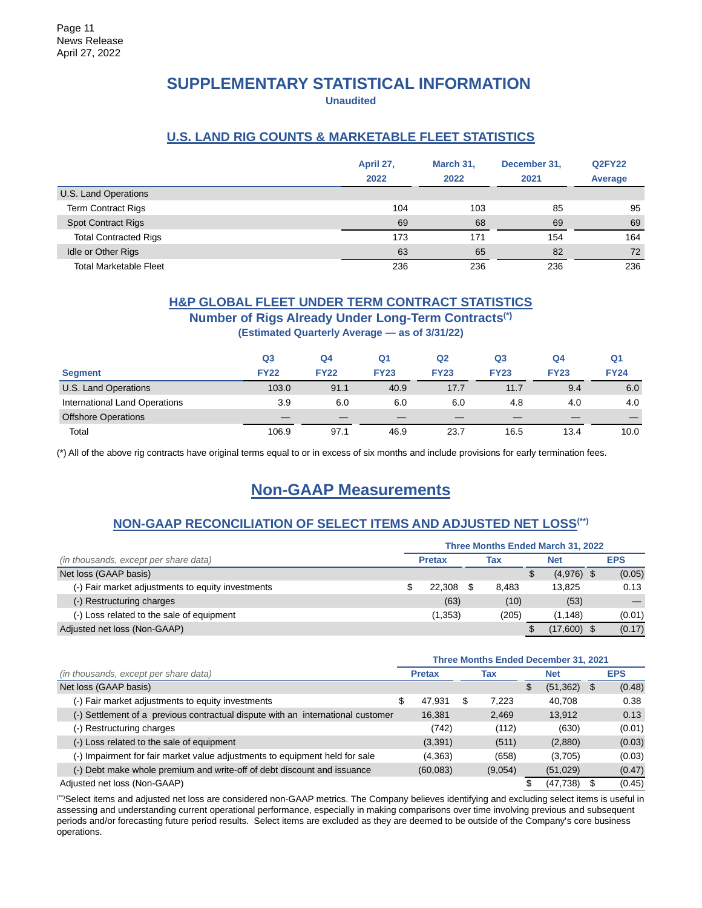# SUPPLEMENTARY STATISTICAL INFORMATION

**Unaudited**

## U.S. LAND RIG COUNTS & MARKETABLE FLEET STATISTICS

| | April 27, 2022 | March 31, 2022 | December 31, 2021 | Q2FY22 Average |
|---|---|---|---|---|
| U.S. Land Operations | | | | |
| Term Contract Rigs | 104 | 103 | 85 | 95 |
| Spot Contract Rigs | 69 | 68 | 69 | 69 |
| Total Contracted Rigs | 173 | 171 | 154 | 164 |
| Idle or Other Rigs | 63 | 65 | 82 | 72 |
| Total Marketable Fleet | 236 | 236 | 236 | 236 |

## H&P GLOBAL FLEET UNDER TERM CONTRACT STATISTICS

### Number of Rigs Already Under Long-Term Contracts(*)

**(Estimated Quarterly Average — as of 3/31/22)**

| Segment | Q3 FY22 | Q4 FY22 | Q1 FY23 | Q2 FY23 | Q3 FY23 | Q4 FY23 | Q1 FY24 |
|---|---|---|---|---|---|---|---|
| U.S. Land Operations | 103.0 | 91.1 | 40.9 | 17.7 | 11.7 | 9.4 | 6.0 |
| International Land Operations | 3.9 | 6.0 | 6.0 | 6.0 | 4.8 | 4.0 | 4.0 |
| Offshore Operations | — | — | — | — | — | — | — |
| Total | 106.9 | 97.1 | 46.9 | 23.7 | 16.5 | 13.4 | 10.0 |

(*) All of the above rig contracts have original terms equal to or in excess of six months and include provisions for early termination fees.

# Non-GAAP Measurements

## NON-GAAP RECONCILIATION OF SELECT ITEMS AND ADJUSTED NET LOSS(**)

| | Three Months Ended March 31, 2022 | | | |
|---|---|---|---|---|
| *(in thousands, except per share data)* | Pretax | Tax | Net | EPS |
| Net loss (GAAP basis) | | | $ (4,976) | $ (0.05) |
| (-) Fair market adjustments to equity investments | $ 22,308 | $ 8,483 | 13,825 | 0.13 |
| (-) Restructuring charges | (63) | (10) | (53) | — |
| (-) Loss related to the sale of equipment | (1,353) | (205) | (1,148) | (0.01) |
| Adjusted net loss (Non-GAAP) | | | $ (17,600) | $ (0.17) |

| | Three Months Ended December 31, 2021 | | | |
|---|---|---|---|---|
| *(in thousands, except per share data)* | Pretax | Tax | Net | EPS |
| Net loss (GAAP basis) | | | $ (51,362) | $ (0.48) |
| (-) Fair market adjustments to equity investments | $ 47,931 | $ 7,223 | 40,708 | 0.38 |
| (-) Settlement of a previous contractual dispute with an international customer | 16,381 | 2,469 | 13,912 | 0.13 |
| (-) Restructuring charges | (742) | (112) | (630) | (0.01) |
| (-) Loss related to the sale of equipment | (3,391) | (511) | (2,880) | (0.03) |
| (-) Impairment for fair market value adjustments to equipment held for sale | (4,363) | (658) | (3,705) | (0.03) |
| (-) Debt make whole premium and write-off of debt discount and issuance | (60,083) | (9,054) | (51,029) | (0.47) |
| Adjusted net loss (Non-GAAP) | | | $ (47,738) | $ (0.45) |

(**)Select items and adjusted net loss are considered non-GAAP metrics. The Company believes identifying and excluding select items is useful in assessing and understanding current operational performance, especially in making comparisons over time involving previous and subsequent periods and/or forecasting future period results. Select items are excluded as they are deemed to be outside of the Company's core business operations.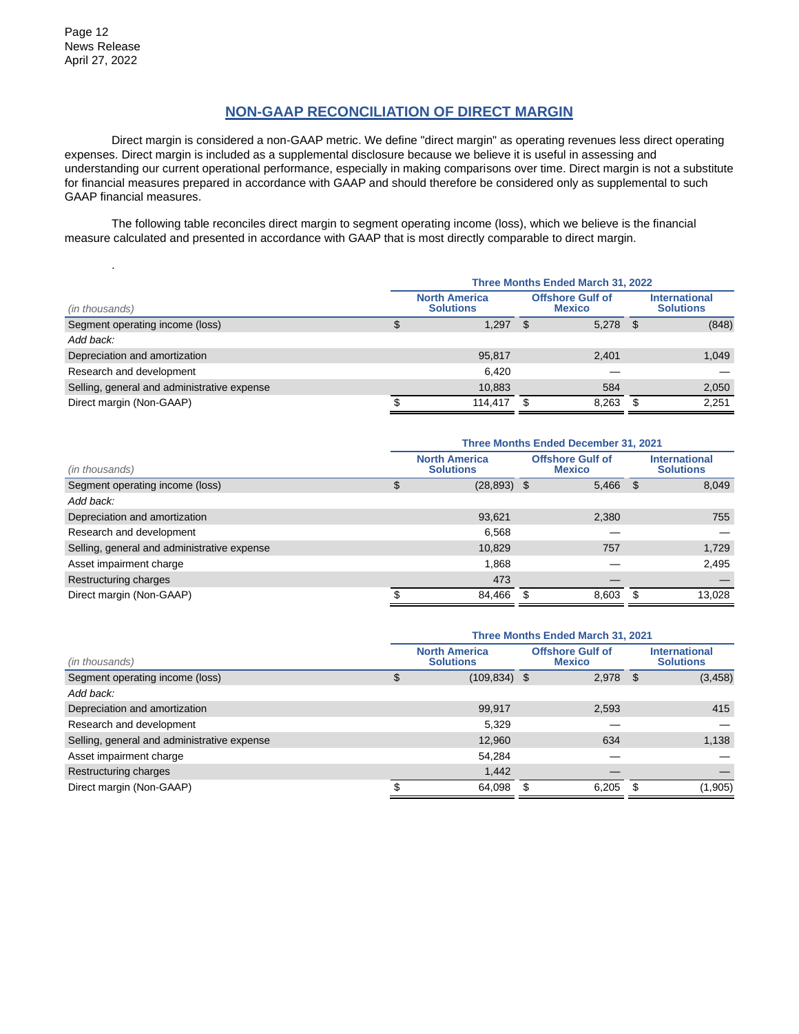## NON-GAAP RECONCILIATION OF DIRECT MARGIN

Direct margin is considered a non-GAAP metric. We define "direct margin" as operating revenues less direct operating expenses. Direct margin is included as a supplemental disclosure because we believe it is useful in assessing and understanding our current operational performance, especially in making comparisons over time. Direct margin is not a substitute for financial measures prepared in accordance with GAAP and should therefore be considered only as supplemental to such GAAP financial measures.

The following table reconciles direct margin to segment operating income (loss), which we believe is the financial measure calculated and presented in accordance with GAAP that is most directly comparable to direct margin.

| | Three Months Ended March 31, 2022 | | |
|---|---|---|---|
| *(in thousands)* | North America Solutions | Offshore Gulf of Mexico | International Solutions |
| Segment operating income (loss) | $ 1,297 | $ 5,278 | $ (848) |
| *Add back:* | | | |
| Depreciation and amortization | 95,817 | 2,401 | 1,049 |
| Research and development | 6,420 | — | — |
| Selling, general and administrative expense | 10,883 | 584 | 2,050 |
| Direct margin (Non-GAAP) | $ 114,417 | $ 8,263 | $ 2,251 |

| | Three Months Ended December 31, 2021 | | |
|---|---|---|---|
| *(in thousands)* | North America Solutions | Offshore Gulf of Mexico | International Solutions |
| Segment operating income (loss) | $ (28,893) | $ 5,466 | $ 8,049 |
| *Add back:* | | | |
| Depreciation and amortization | 93,621 | 2,380 | 755 |
| Research and development | 6,568 | — | — |
| Selling, general and administrative expense | 10,829 | 757 | 1,729 |
| Asset impairment charge | 1,868 | — | 2,495 |
| Restructuring charges | 473 | — | — |
| Direct margin (Non-GAAP) | $ 84,466 | $ 8,603 | $ 13,028 |

| | Three Months Ended March 31, 2021 | | |
|---|---|---|---|
| *(in thousands)* | North America Solutions | Offshore Gulf of Mexico | International Solutions |
| Segment operating income (loss) | $ (109,834) | $ 2,978 | $ (3,458) |
| *Add back:* | | | |
| Depreciation and amortization | 99,917 | 2,593 | 415 |
| Research and development | 5,329 | — | — |
| Selling, general and administrative expense | 12,960 | 634 | 1,138 |
| Asset impairment charge | 54,284 | — | — |
| Restructuring charges | 1,442 | — | — |
| Direct margin (Non-GAAP) | $ 64,098 | $ 6,205 | $ (1,905) |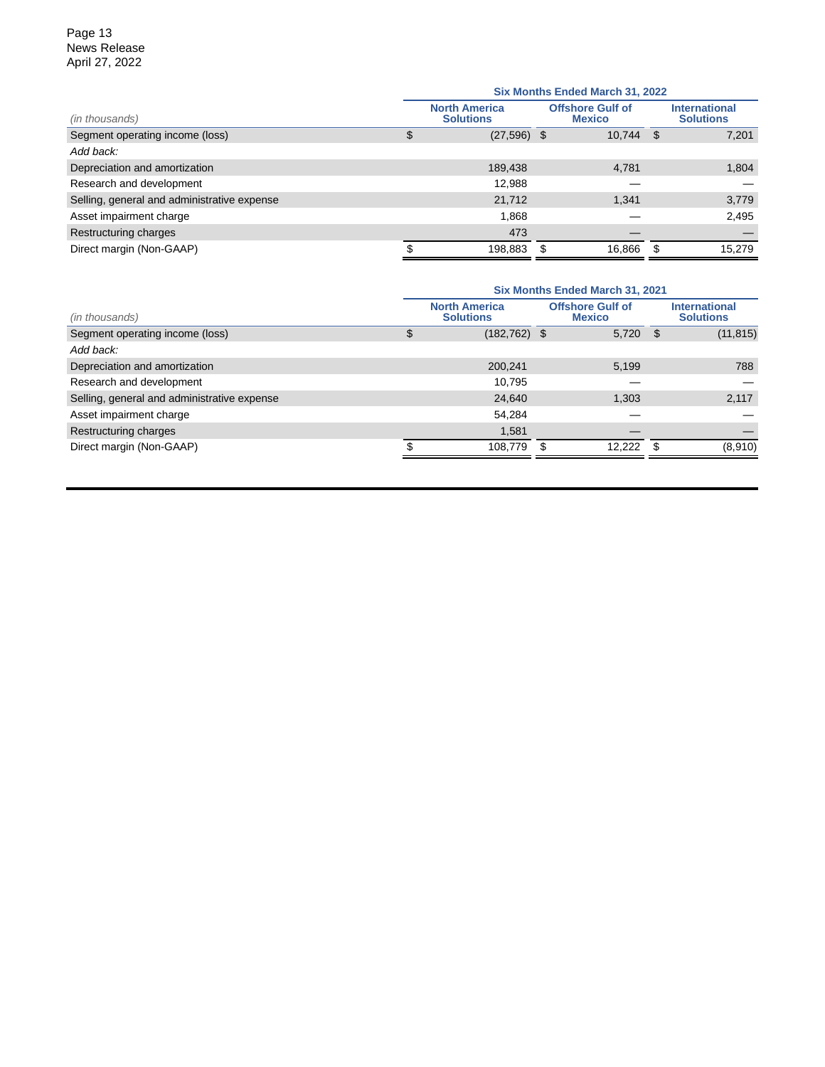| (in thousands) | Six Months Ended March 31, 2022 | | |
|---|---|---|---|
| | North America Solutions | Offshore Gulf of Mexico | International Solutions |
| Segment operating income (loss) | $ (27,596) | $ 10,744 | $ 7,201 |
| *Add back:* | | | |
| Depreciation and amortization | 189,438 | 4,781 | 1,804 |
| Research and development | 12,988 | — | — |
| Selling, general and administrative expense | 21,712 | 1,341 | 3,779 |
| Asset impairment charge | 1,868 | — | 2,495 |
| Restructuring charges | 473 | — | — |
| Direct margin (Non-GAAP) | $ 198,883 | $ 16,866 | $ 15,279 |

| (in thousands) | Six Months Ended March 31, 2021 | | |
|---|---|---|---|
| | North America Solutions | Offshore Gulf of Mexico | International Solutions |
| Segment operating income (loss) | $ (182,762) | $ 5,720 | $ (11,815) |
| *Add back:* | | | |
| Depreciation and amortization | 200,241 | 5,199 | 788 |
| Research and development | 10,795 | — | — |
| Selling, general and administrative expense | 24,640 | 1,303 | 2,117 |
| Asset impairment charge | 54,284 | — | — |
| Restructuring charges | 1,581 | — | — |
| Direct margin (Non-GAAP) | $ 108,779 | $ 12,222 | $ (8,910) |